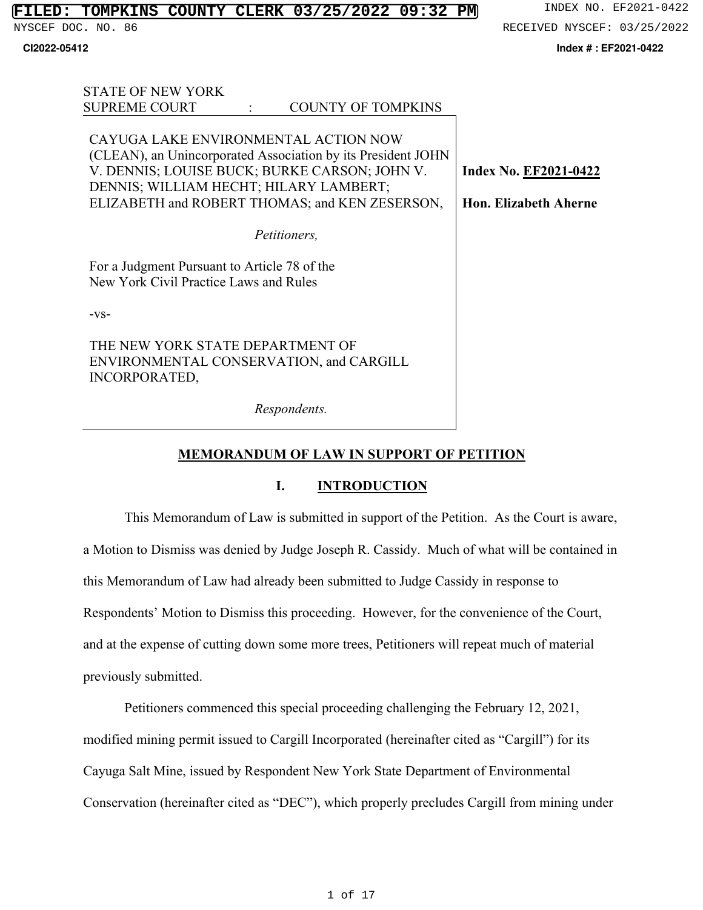STATE OF NEW YORK
SUPREME COURT : COUNTY OF TOMPKINS

| | |
|---|---|
| CAYUGA LAKE ENVIRONMENTAL ACTION NOW (CLEAN), an Unincorporated Association by its President JOHN V. DENNIS; LOUISE BUCK; BURKE CARSON; JOHN V. DENNIS; WILLIAM HECHT; HILARY LAMBERT; ELIZABETH and ROBERT THOMAS; and KEN ZESERSON,<br><br>*Petitioners,*<br><br>For a Judgment Pursuant to Article 78 of the New York Civil Practice Laws and Rules<br><br>-vs-<br><br>THE NEW YORK STATE DEPARTMENT OF ENVIRONMENTAL CONSERVATION, and CARGILL INCORPORATED,<br><br>*Respondents.* | **Index No. EF2021-0422**<br><br>**Hon. Elizabeth Aherne** |

## MEMORANDUM OF LAW IN SUPPORT OF PETITION

### I. INTRODUCTION

This Memorandum of Law is submitted in support of the Petition. As the Court is aware, a Motion to Dismiss was denied by Judge Joseph R. Cassidy. Much of what will be contained in this Memorandum of Law had already been submitted to Judge Cassidy in response to Respondents' Motion to Dismiss this proceeding. However, for the convenience of the Court, and at the expense of cutting down some more trees, Petitioners will repeat much of material previously submitted.

Petitioners commenced this special proceeding challenging the February 12, 2021, modified mining permit issued to Cargill Incorporated (hereinafter cited as "Cargill") for its Cayuga Salt Mine, issued by Respondent New York State Department of Environmental Conservation (hereinafter cited as "DEC"), which properly precludes Cargill from mining under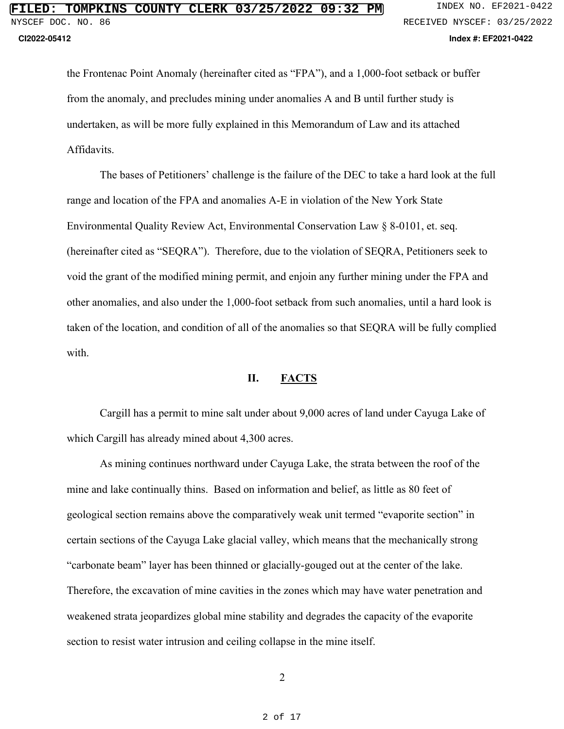the Frontenac Point Anomaly (hereinafter cited as "FPA"), and a 1,000-foot setback or buffer from the anomaly, and precludes mining under anomalies A and B until further study is undertaken, as will be more fully explained in this Memorandum of Law and its attached Affidavits.

The bases of Petitioners' challenge is the failure of the DEC to take a hard look at the full range and location of the FPA and anomalies A-E in violation of the New York State Environmental Quality Review Act, Environmental Conservation Law § 8-0101, et. seq. (hereinafter cited as "SEQRA"). Therefore, due to the violation of SEQRA, Petitioners seek to void the grant of the modified mining permit, and enjoin any further mining under the FPA and other anomalies, and also under the 1,000-foot setback from such anomalies, until a hard look is taken of the location, and condition of all of the anomalies so that SEQRA will be fully complied with.

## II. FACTS

Cargill has a permit to mine salt under about 9,000 acres of land under Cayuga Lake of which Cargill has already mined about 4,300 acres.

As mining continues northward under Cayuga Lake, the strata between the roof of the mine and lake continually thins. Based on information and belief, as little as 80 feet of geological section remains above the comparatively weak unit termed "evaporite section" in certain sections of the Cayuga Lake glacial valley, which means that the mechanically strong "carbonate beam" layer has been thinned or glacially-gouged out at the center of the lake. Therefore, the excavation of mine cavities in the zones which may have water penetration and weakened strata jeopardizes global mine stability and degrades the capacity of the evaporite section to resist water intrusion and ceiling collapse in the mine itself.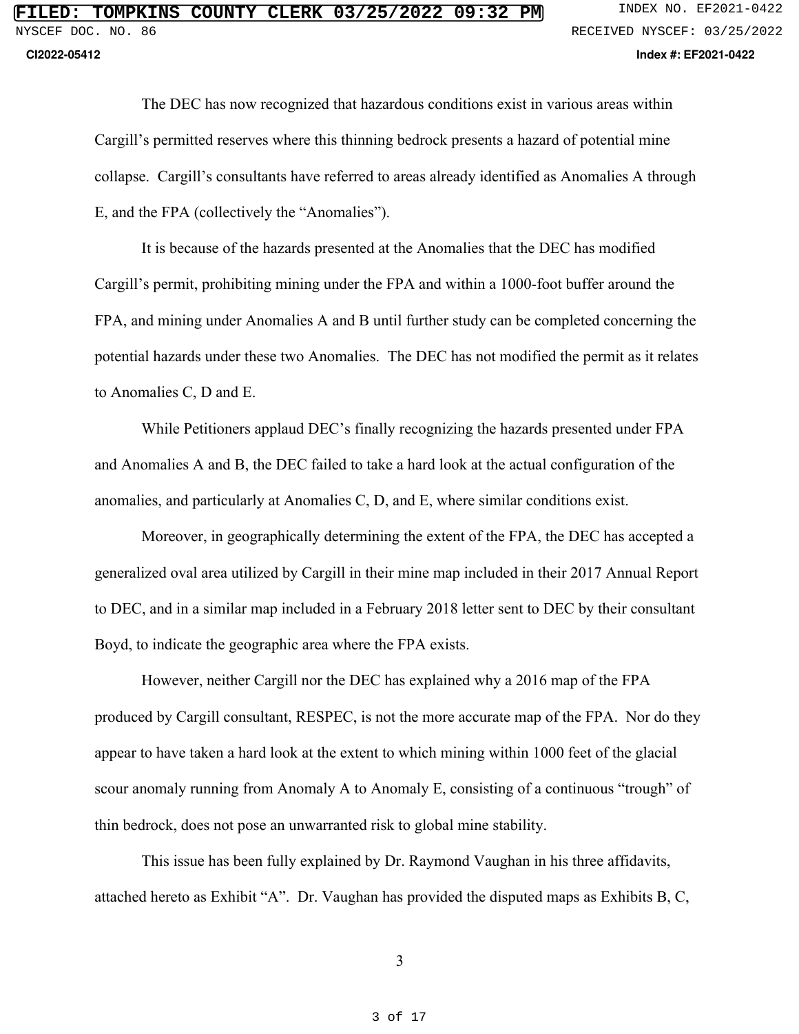The DEC has now recognized that hazardous conditions exist in various areas within Cargill's permitted reserves where this thinning bedrock presents a hazard of potential mine collapse. Cargill's consultants have referred to areas already identified as Anomalies A through E, and the FPA (collectively the "Anomalies").

It is because of the hazards presented at the Anomalies that the DEC has modified Cargill's permit, prohibiting mining under the FPA and within a 1000-foot buffer around the FPA, and mining under Anomalies A and B until further study can be completed concerning the potential hazards under these two Anomalies. The DEC has not modified the permit as it relates to Anomalies C, D and E.

While Petitioners applaud DEC's finally recognizing the hazards presented under FPA and Anomalies A and B, the DEC failed to take a hard look at the actual configuration of the anomalies, and particularly at Anomalies C, D, and E, where similar conditions exist.

Moreover, in geographically determining the extent of the FPA, the DEC has accepted a generalized oval area utilized by Cargill in their mine map included in their 2017 Annual Report to DEC, and in a similar map included in a February 2018 letter sent to DEC by their consultant Boyd, to indicate the geographic area where the FPA exists.

However, neither Cargill nor the DEC has explained why a 2016 map of the FPA produced by Cargill consultant, RESPEC, is not the more accurate map of the FPA. Nor do they appear to have taken a hard look at the extent to which mining within 1000 feet of the glacial scour anomaly running from Anomaly A to Anomaly E, consisting of a continuous "trough" of thin bedrock, does not pose an unwarranted risk to global mine stability.

This issue has been fully explained by Dr. Raymond Vaughan in his three affidavits, attached hereto as Exhibit "A". Dr. Vaughan has provided the disputed maps as Exhibits B, C,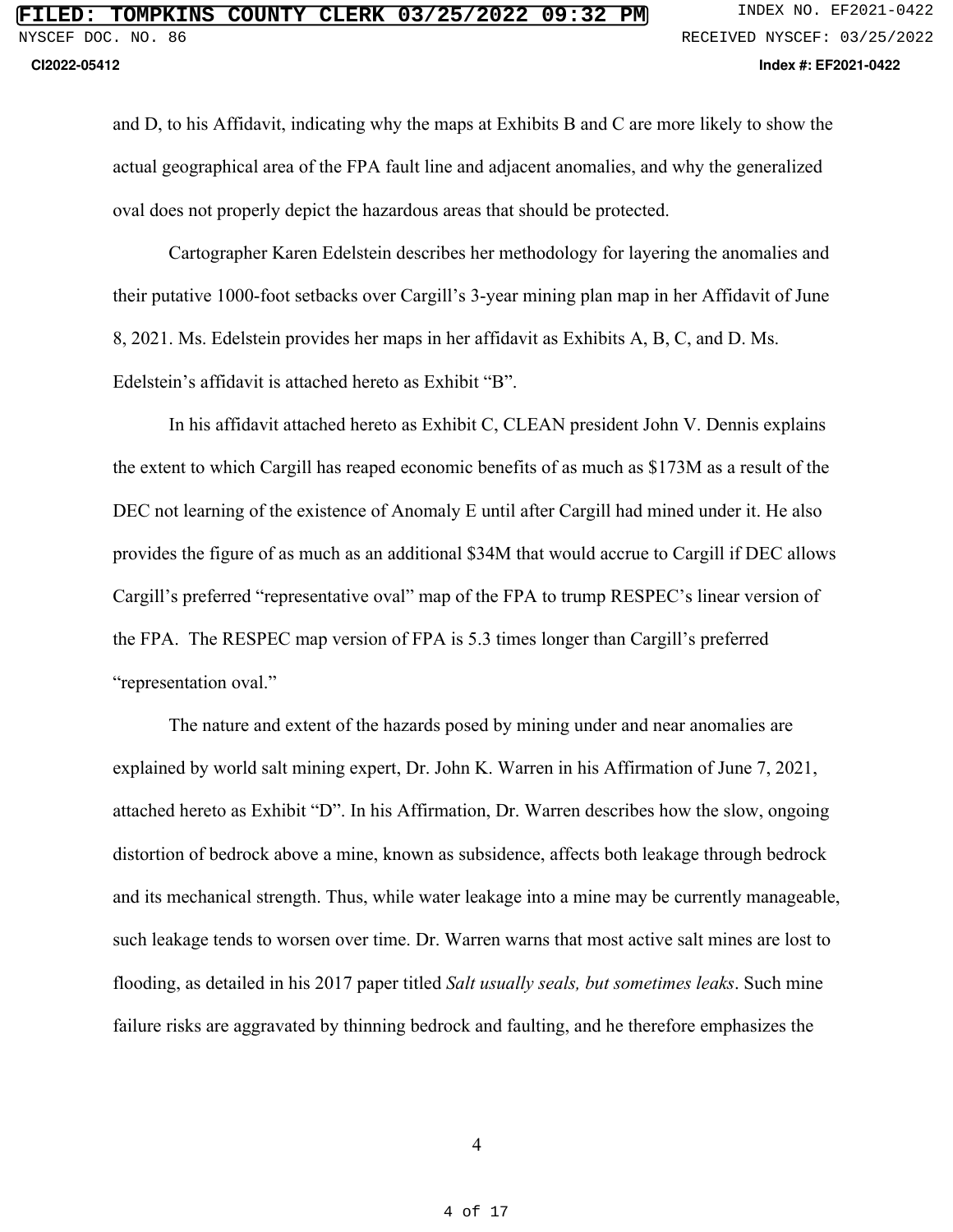and D, to his Affidavit, indicating why the maps at Exhibits B and C are more likely to show the actual geographical area of the FPA fault line and adjacent anomalies, and why the generalized oval does not properly depict the hazardous areas that should be protected.

Cartographer Karen Edelstein describes her methodology for layering the anomalies and their putative 1000-foot setbacks over Cargill's 3-year mining plan map in her Affidavit of June 8, 2021. Ms. Edelstein provides her maps in her affidavit as Exhibits A, B, C, and D. Ms. Edelstein's affidavit is attached hereto as Exhibit "B".

In his affidavit attached hereto as Exhibit C, CLEAN president John V. Dennis explains the extent to which Cargill has reaped economic benefits of as much as $173M as a result of the DEC not learning of the existence of Anomaly E until after Cargill had mined under it. He also provides the figure of as much as an additional $34M that would accrue to Cargill if DEC allows Cargill's preferred "representative oval" map of the FPA to trump RESPEC's linear version of the FPA. The RESPEC map version of FPA is 5.3 times longer than Cargill's preferred "representation oval."

The nature and extent of the hazards posed by mining under and near anomalies are explained by world salt mining expert, Dr. John K. Warren in his Affirmation of June 7, 2021, attached hereto as Exhibit "D". In his Affirmation, Dr. Warren describes how the slow, ongoing distortion of bedrock above a mine, known as subsidence, affects both leakage through bedrock and its mechanical strength. Thus, while water leakage into a mine may be currently manageable, such leakage tends to worsen over time. Dr. Warren warns that most active salt mines are lost to flooding, as detailed in his 2017 paper titled *Salt usually seals, but sometimes leaks*. Such mine failure risks are aggravated by thinning bedrock and faulting, and he therefore emphasizes the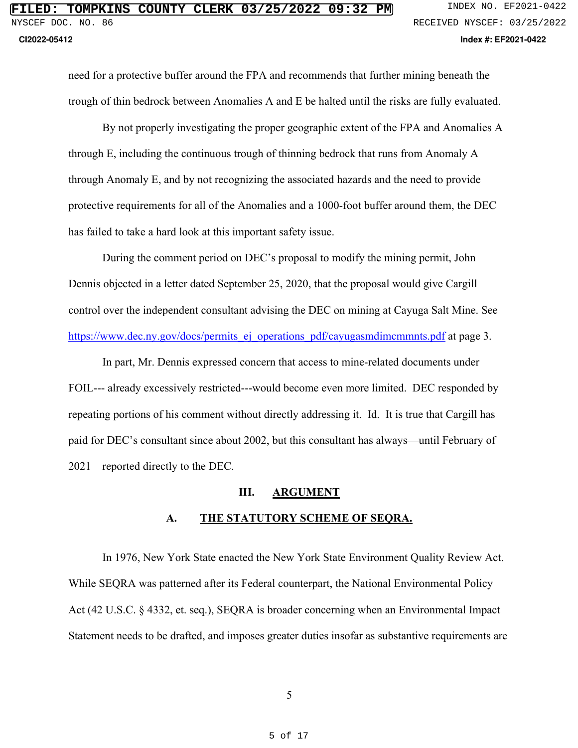need for a protective buffer around the FPA and recommends that further mining beneath the trough of thin bedrock between Anomalies A and E be halted until the risks are fully evaluated.

By not properly investigating the proper geographic extent of the FPA and Anomalies A through E, including the continuous trough of thinning bedrock that runs from Anomaly A through Anomaly E, and by not recognizing the associated hazards and the need to provide protective requirements for all of the Anomalies and a 1000-foot buffer around them, the DEC has failed to take a hard look at this important safety issue.

During the comment period on DEC's proposal to modify the mining permit, John Dennis objected in a letter dated September 25, 2020, that the proposal would give Cargill control over the independent consultant advising the DEC on mining at Cayuga Salt Mine. See https://www.dec.ny.gov/docs/permits_ej_operations_pdf/cayugasmdimcmmnts.pdf at page 3.

In part, Mr. Dennis expressed concern that access to mine-related documents under FOIL--- already excessively restricted---would become even more limited. DEC responded by repeating portions of his comment without directly addressing it. Id. It is true that Cargill has paid for DEC's consultant since about 2002, but this consultant has always—until February of 2021—reported directly to the DEC.

## III. ARGUMENT

### A. THE STATUTORY SCHEME OF SEQRA.

In 1976, New York State enacted the New York State Environment Quality Review Act. While SEQRA was patterned after its Federal counterpart, the National Environmental Policy Act (42 U.S.C. § 4332, et. seq.), SEQRA is broader concerning when an Environmental Impact Statement needs to be drafted, and imposes greater duties insofar as substantive requirements are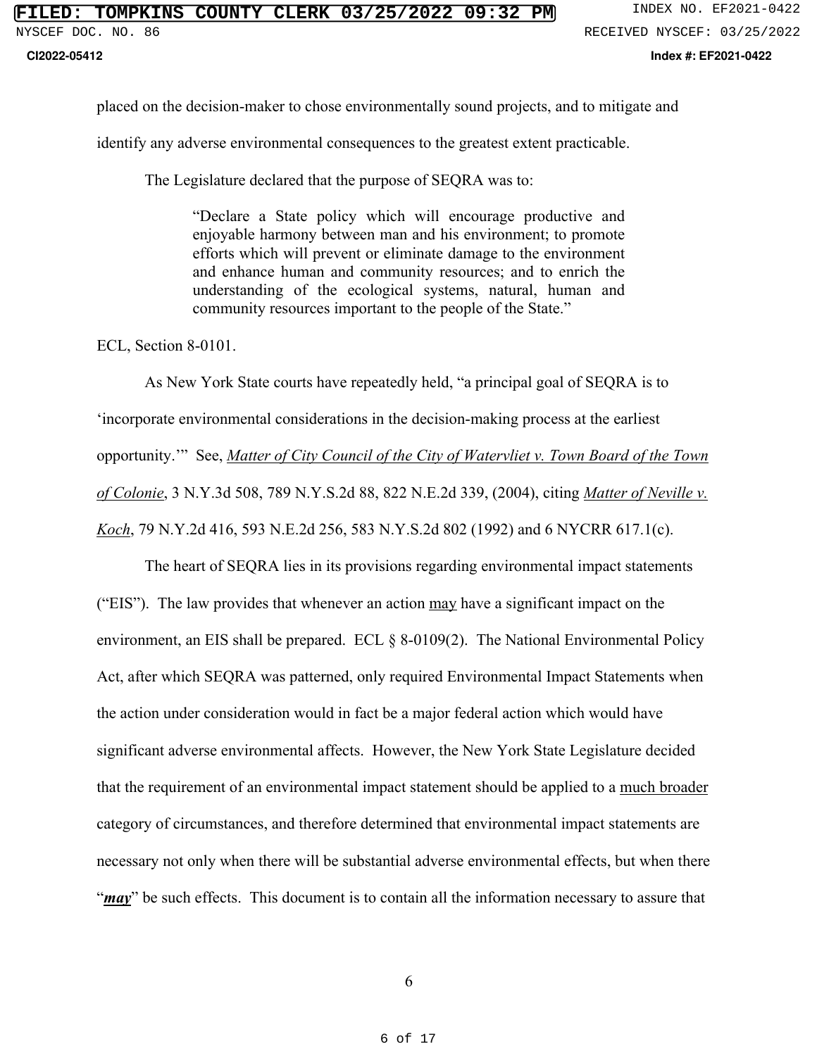placed on the decision-maker to chose environmentally sound projects, and to mitigate and identify any adverse environmental consequences to the greatest extent practicable.

The Legislature declared that the purpose of SEQRA was to:

> "Declare a State policy which will encourage productive and enjoyable harmony between man and his environment; to promote efforts which will prevent or eliminate damage to the environment and enhance human and community resources; and to enrich the understanding of the ecological systems, natural, human and community resources important to the people of the State."

ECL, Section 8-0101.

As New York State courts have repeatedly held, "a principal goal of SEQRA is to 'incorporate environmental considerations in the decision-making process at the earliest opportunity.'" See, _Matter of City Council of the City of Watervliet v. Town Board of the Town of Colonie_, 3 N.Y.3d 508, 789 N.Y.S.2d 88, 822 N.E.2d 339, (2004), citing _Matter of Neville v. Koch_, 79 N.Y.2d 416, 593 N.E.2d 256, 583 N.Y.S.2d 802 (1992) and 6 NYCRR 617.1(c).

The heart of SEQRA lies in its provisions regarding environmental impact statements ("EIS"). The law provides that whenever an action _may_ have a significant impact on the environment, an EIS shall be prepared. ECL § 8-0109(2). The National Environmental Policy Act, after which SEQRA was patterned, only required Environmental Impact Statements when the action under consideration would in fact be a major federal action which would have significant adverse environmental affects. However, the New York State Legislature decided that the requirement of an environmental impact statement should be applied to a _much broader_ category of circumstances, and therefore determined that environmental impact statements are necessary not only when there will be substantial adverse environmental effects, but when there "***may***" be such effects. This document is to contain all the information necessary to assure that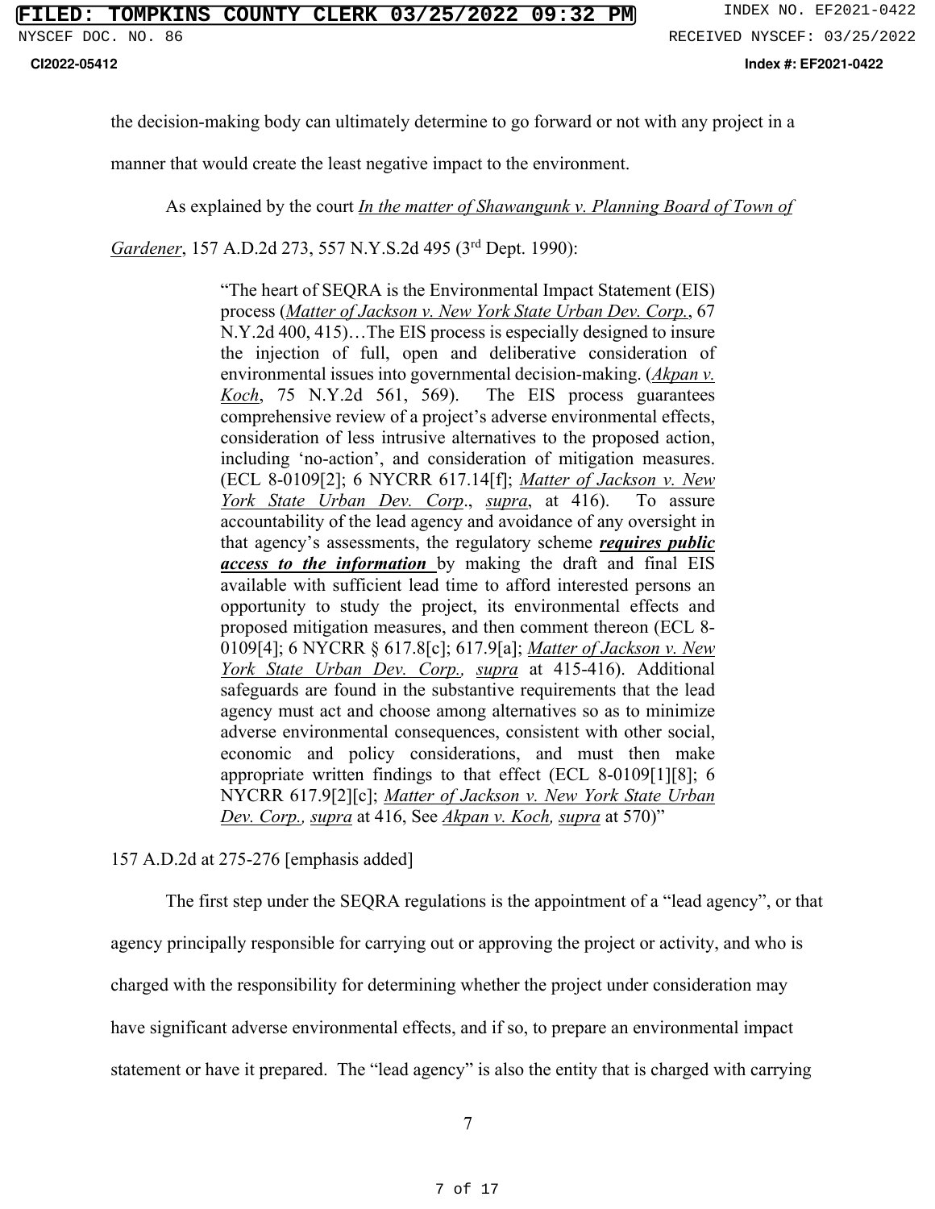the decision-making body can ultimately determine to go forward or not with any project in a manner that would create the least negative impact to the environment.

As explained by the court _In the matter of Shawangunk v. Planning Board of Town of Gardener_, 157 A.D.2d 273, 557 N.Y.S.2d 495 (3rd Dept. 1990):

> "The heart of SEQRA is the Environmental Impact Statement (EIS) process (_Matter of Jackson v. New York State Urban Dev. Corp._, 67 N.Y.2d 400, 415)…The EIS process is especially designed to insure the injection of full, open and deliberative consideration of environmental issues into governmental decision-making. (_Akpan v. Koch_, 75 N.Y.2d 561, 569). The EIS process guarantees comprehensive review of a project's adverse environmental effects, consideration of less intrusive alternatives to the proposed action, including 'no-action', and consideration of mitigation measures. (ECL 8-0109[2]; 6 NYCRR 617.14[f]; _Matter of Jackson v. New York State Urban Dev. Corp_., _supra_, at 416). To assure accountability of the lead agency and avoidance of any oversight in that agency's assessments, the regulatory scheme _**requires public access to the information**_ by making the draft and final EIS available with sufficient lead time to afford interested persons an opportunity to study the project, its environmental effects and proposed mitigation measures, and then comment thereon (ECL 8-0109[4]; 6 NYCRR § 617.8[c]; 617.9[a]; _Matter of Jackson v. New York State Urban Dev. Corp., supra_ at 415-416). Additional safeguards are found in the substantive requirements that the lead agency must act and choose among alternatives so as to minimize adverse environmental consequences, consistent with other social, economic and policy considerations, and must then make appropriate written findings to that effect (ECL 8-0109[1][8]; 6 NYCRR 617.9[2][c]; _Matter of Jackson v. New York State Urban Dev. Corp., supra_ at 416, See _Akpan v. Koch, supra_ at 570)"

157 A.D.2d at 275-276 [emphasis added]

The first step under the SEQRA regulations is the appointment of a "lead agency", or that agency principally responsible for carrying out or approving the project or activity, and who is charged with the responsibility for determining whether the project under consideration may have significant adverse environmental effects, and if so, to prepare an environmental impact statement or have it prepared. The "lead agency" is also the entity that is charged with carrying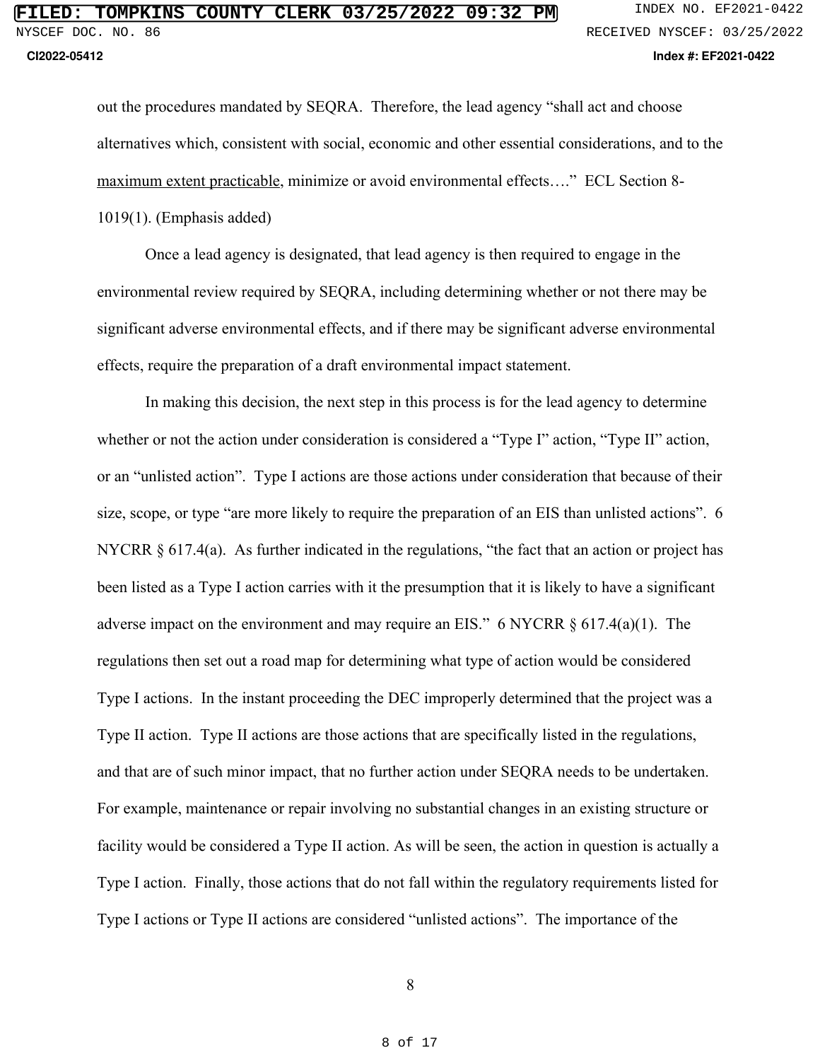out the procedures mandated by SEQRA. Therefore, the lead agency "shall act and choose alternatives which, consistent with social, economic and other essential considerations, and to the <u>maximum extent practicable</u>, minimize or avoid environmental effects…." ECL Section 8-1019(1). (Emphasis added)

Once a lead agency is designated, that lead agency is then required to engage in the environmental review required by SEQRA, including determining whether or not there may be significant adverse environmental effects, and if there may be significant adverse environmental effects, require the preparation of a draft environmental impact statement.

In making this decision, the next step in this process is for the lead agency to determine whether or not the action under consideration is considered a "Type I" action, "Type II" action, or an "unlisted action". Type I actions are those actions under consideration that because of their size, scope, or type "are more likely to require the preparation of an EIS than unlisted actions". 6 NYCRR § 617.4(a). As further indicated in the regulations, "the fact that an action or project has been listed as a Type I action carries with it the presumption that it is likely to have a significant adverse impact on the environment and may require an EIS." 6 NYCRR § 617.4(a)(1). The regulations then set out a road map for determining what type of action would be considered Type I actions. In the instant proceeding the DEC improperly determined that the project was a Type II action. Type II actions are those actions that are specifically listed in the regulations, and that are of such minor impact, that no further action under SEQRA needs to be undertaken. For example, maintenance or repair involving no substantial changes in an existing structure or facility would be considered a Type II action. As will be seen, the action in question is actually a Type I action. Finally, those actions that do not fall within the regulatory requirements listed for Type I actions or Type II actions are considered "unlisted actions". The importance of the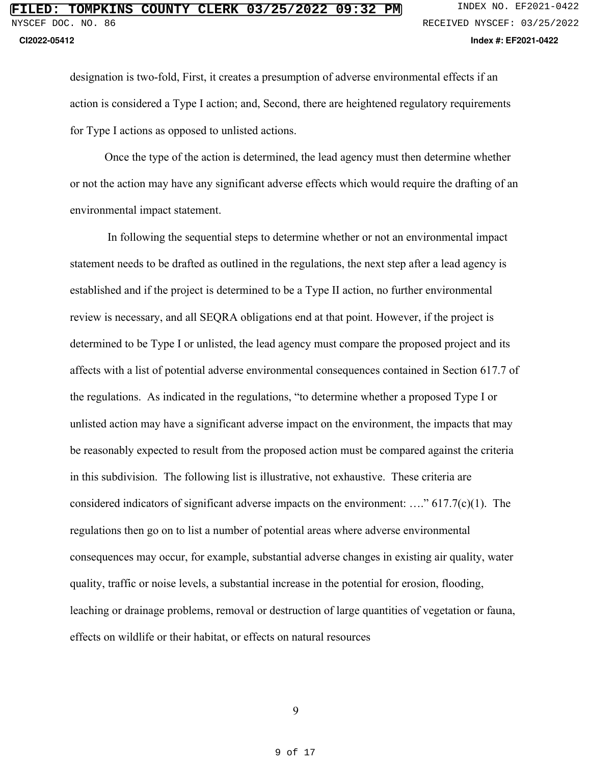designation is two-fold, First, it creates a presumption of adverse environmental effects if an action is considered a Type I action; and, Second, there are heightened regulatory requirements for Type I actions as opposed to unlisted actions.

Once the type of the action is determined, the lead agency must then determine whether or not the action may have any significant adverse effects which would require the drafting of an environmental impact statement.

In following the sequential steps to determine whether or not an environmental impact statement needs to be drafted as outlined in the regulations, the next step after a lead agency is established and if the project is determined to be a Type II action, no further environmental review is necessary, and all SEQRA obligations end at that point. However, if the project is determined to be Type I or unlisted, the lead agency must compare the proposed project and its affects with a list of potential adverse environmental consequences contained in Section 617.7 of the regulations. As indicated in the regulations, "to determine whether a proposed Type I or unlisted action may have a significant adverse impact on the environment, the impacts that may be reasonably expected to result from the proposed action must be compared against the criteria in this subdivision. The following list is illustrative, not exhaustive. These criteria are considered indicators of significant adverse impacts on the environment: …." 617.7(c)(1). The regulations then go on to list a number of potential areas where adverse environmental consequences may occur, for example, substantial adverse changes in existing air quality, water quality, traffic or noise levels, a substantial increase in the potential for erosion, flooding, leaching or drainage problems, removal or destruction of large quantities of vegetation or fauna, effects on wildlife or their habitat, or effects on natural resources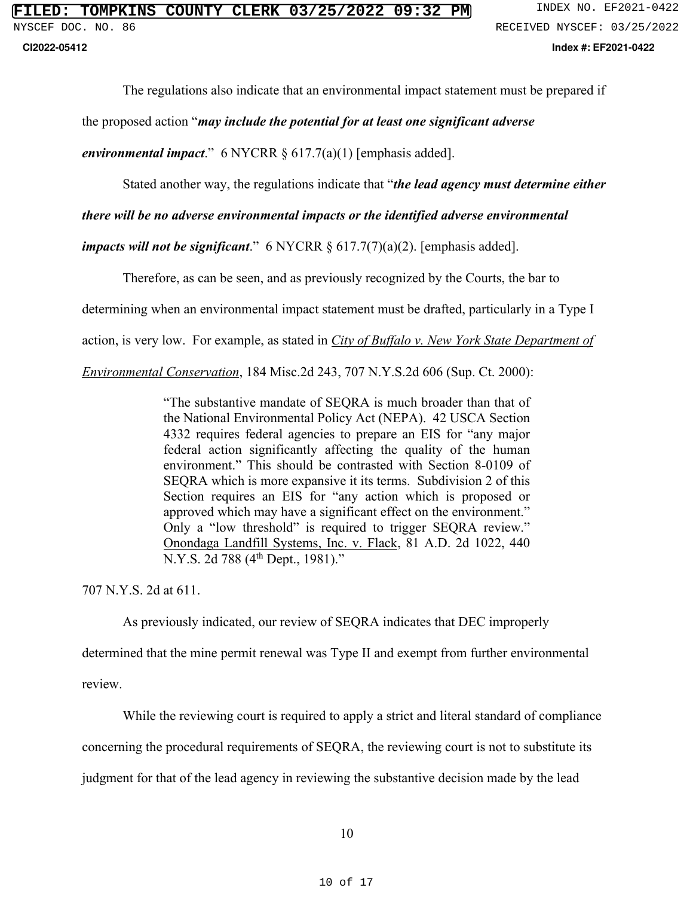The regulations also indicate that an environmental impact statement must be prepared if the proposed action "***may include the potential for at least one significant adverse environmental impact***." 6 NYCRR § 617.7(a)(1) [emphasis added].

Stated another way, the regulations indicate that "***the lead agency must determine either there will be no adverse environmental impacts or the identified adverse environmental impacts will not be significant***." 6 NYCRR § 617.7(7)(a)(2). [emphasis added].

Therefore, as can be seen, and as previously recognized by the Courts, the bar to determining when an environmental impact statement must be drafted, particularly in a Type I action, is very low. For example, as stated in City of Buffalo v. New York State Department of Environmental Conservation, 184 Misc.2d 243, 707 N.Y.S.2d 606 (Sup. Ct. 2000):

> "The substantive mandate of SEQRA is much broader than that of the National Environmental Policy Act (NEPA). 42 USCA Section 4332 requires federal agencies to prepare an EIS for "any major federal action significantly affecting the quality of the human environment." This should be contrasted with Section 8-0109 of SEQRA which is more expansive it its terms. Subdivision 2 of this Section requires an EIS for "any action which is proposed or approved which may have a significant effect on the environment." Only a "low threshold" is required to trigger SEQRA review." Onondaga Landfill Systems, Inc. v. Flack, 81 A.D. 2d 1022, 440 N.Y.S. 2d 788 (4th Dept., 1981)."

707 N.Y.S. 2d at 611.

As previously indicated, our review of SEQRA indicates that DEC improperly determined that the mine permit renewal was Type II and exempt from further environmental review.

While the reviewing court is required to apply a strict and literal standard of compliance concerning the procedural requirements of SEQRA, the reviewing court is not to substitute its judgment for that of the lead agency in reviewing the substantive decision made by the lead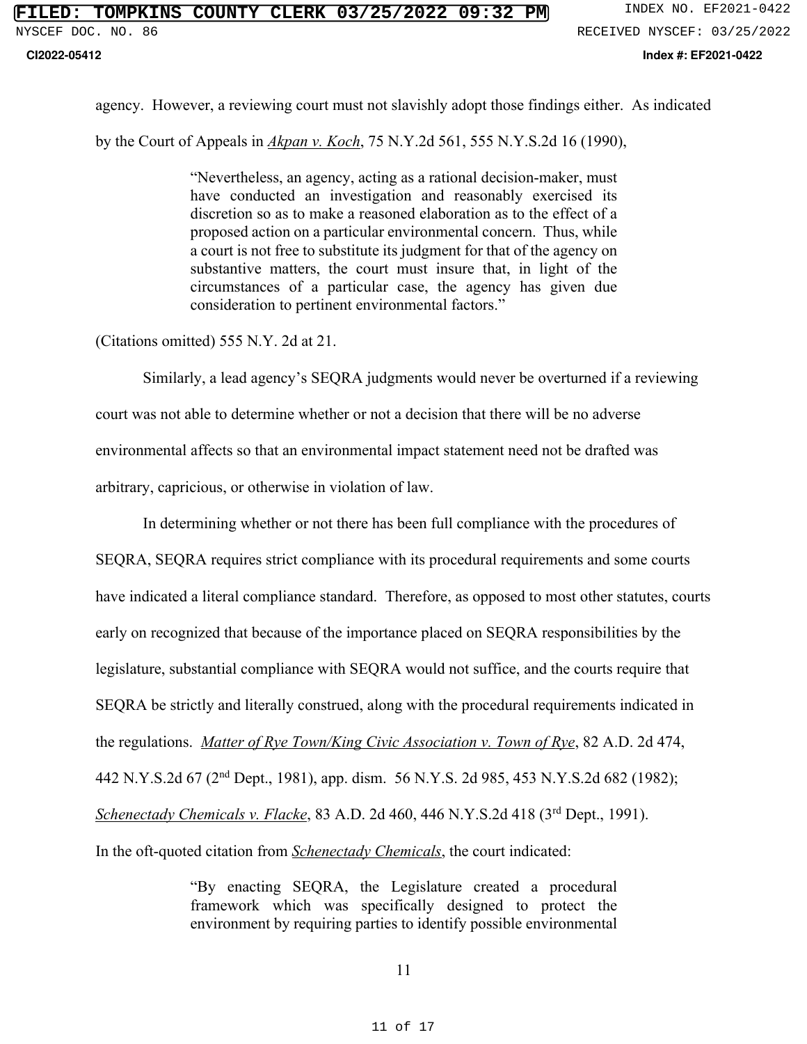agency. However, a reviewing court must not slavishly adopt those findings either. As indicated by the Court of Appeals in *Akpan v. Koch*, 75 N.Y.2d 561, 555 N.Y.S.2d 16 (1990),

> "Nevertheless, an agency, acting as a rational decision-maker, must have conducted an investigation and reasonably exercised its discretion so as to make a reasoned elaboration as to the effect of a proposed action on a particular environmental concern. Thus, while a court is not free to substitute its judgment for that of the agency on substantive matters, the court must insure that, in light of the circumstances of a particular case, the agency has given due consideration to pertinent environmental factors."

(Citations omitted) 555 N.Y. 2d at 21.

Similarly, a lead agency's SEQRA judgments would never be overturned if a reviewing court was not able to determine whether or not a decision that there will be no adverse environmental affects so that an environmental impact statement need not be drafted was arbitrary, capricious, or otherwise in violation of law.

In determining whether or not there has been full compliance with the procedures of SEQRA, SEQRA requires strict compliance with its procedural requirements and some courts have indicated a literal compliance standard. Therefore, as opposed to most other statutes, courts early on recognized that because of the importance placed on SEQRA responsibilities by the legislature, substantial compliance with SEQRA would not suffice, and the courts require that SEQRA be strictly and literally construed, along with the procedural requirements indicated in the regulations. *Matter of Rye Town/King Civic Association v. Town of Rye*, 82 A.D. 2d 474, 442 N.Y.S.2d 67 (2nd Dept., 1981), app. dism. 56 N.Y.S. 2d 985, 453 N.Y.S.2d 682 (1982); *Schenectady Chemicals v. Flacke*, 83 A.D. 2d 460, 446 N.Y.S.2d 418 (3rd Dept., 1991).

In the oft-quoted citation from *Schenectady Chemicals*, the court indicated:

> "By enacting SEQRA, the Legislature created a procedural framework which was specifically designed to protect the environment by requiring parties to identify possible environmental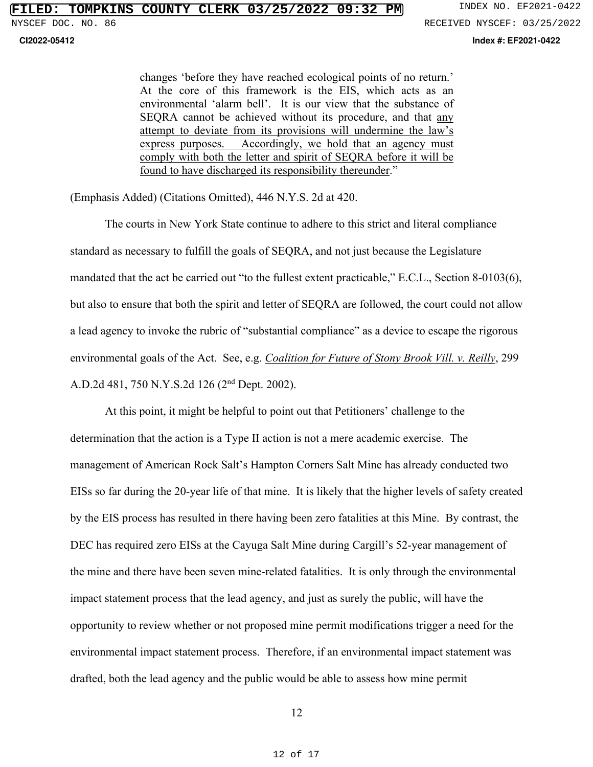> changes 'before they have reached ecological points of no return.' At the core of this framework is the EIS, which acts as an environmental 'alarm bell'. It is our view that the substance of SEQRA cannot be achieved without its procedure, and that <u>any attempt to deviate from its provisions will undermine the law's express purposes. Accordingly, we hold that an agency must comply with both the letter and spirit of SEQRA before it will be found to have discharged its responsibility thereunder</u>."

(Emphasis Added) (Citations Omitted), 446 N.Y.S. 2d at 420.

The courts in New York State continue to adhere to this strict and literal compliance standard as necessary to fulfill the goals of SEQRA, and not just because the Legislature mandated that the act be carried out "to the fullest extent practicable," E.C.L., Section 8-0103(6), but also to ensure that both the spirit and letter of SEQRA are followed, the court could not allow a lead agency to invoke the rubric of "substantial compliance" as a device to escape the rigorous environmental goals of the Act. See, e.g. *<u>Coalition for Future of Stony Brook Vill. v. Reilly</u>*, 299 A.D.2d 481, 750 N.Y.S.2d 126 (2nd Dept. 2002).

At this point, it might be helpful to point out that Petitioners' challenge to the determination that the action is a Type II action is not a mere academic exercise. The management of American Rock Salt's Hampton Corners Salt Mine has already conducted two EISs so far during the 20-year life of that mine. It is likely that the higher levels of safety created by the EIS process has resulted in there having been zero fatalities at this Mine. By contrast, the DEC has required zero EISs at the Cayuga Salt Mine during Cargill's 52-year management of the mine and there have been seven mine-related fatalities. It is only through the environmental impact statement process that the lead agency, and just as surely the public, will have the opportunity to review whether or not proposed mine permit modifications trigger a need for the environmental impact statement process. Therefore, if an environmental impact statement was drafted, both the lead agency and the public would be able to assess how mine permit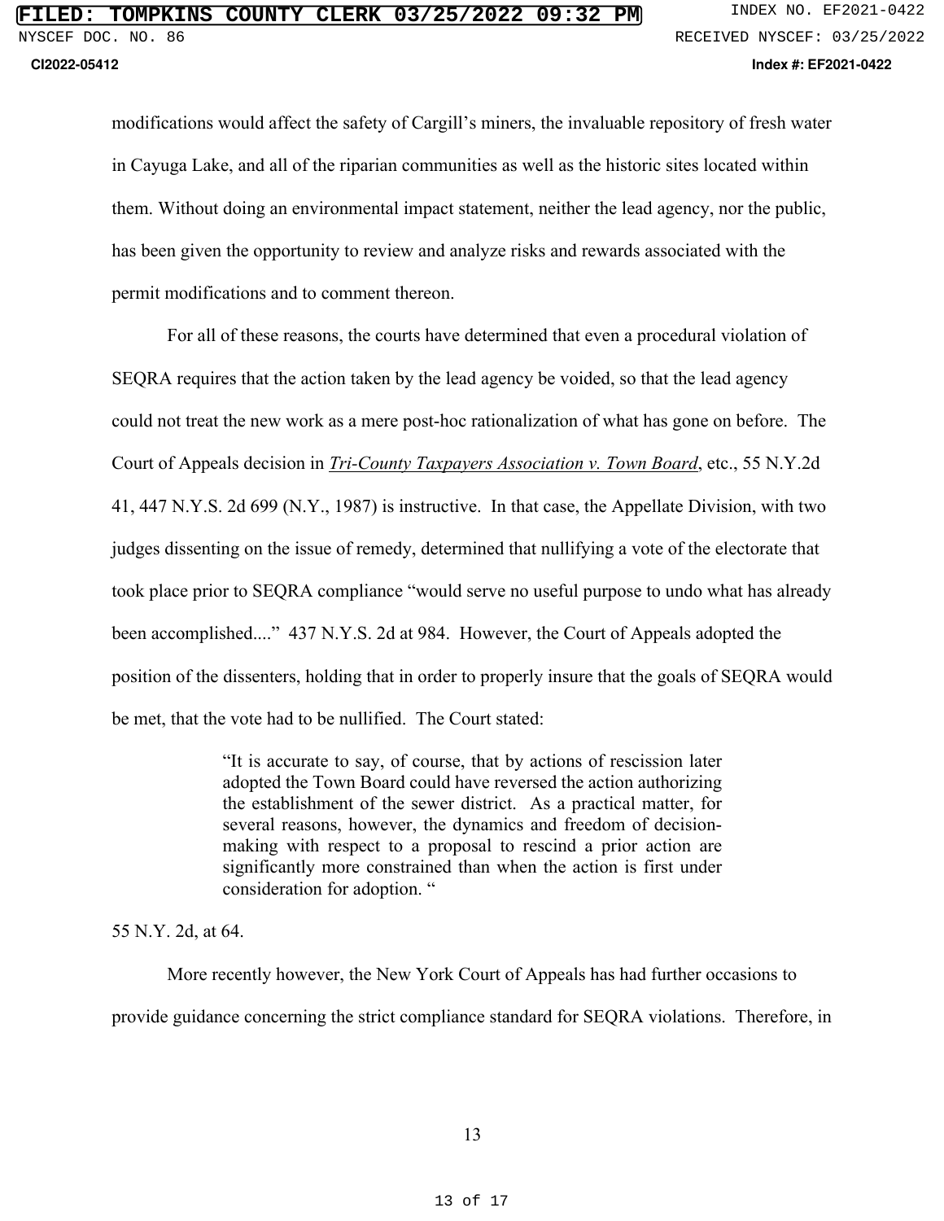modifications would affect the safety of Cargill's miners, the invaluable repository of fresh water in Cayuga Lake, and all of the riparian communities as well as the historic sites located within them. Without doing an environmental impact statement, neither the lead agency, nor the public, has been given the opportunity to review and analyze risks and rewards associated with the permit modifications and to comment thereon.

For all of these reasons, the courts have determined that even a procedural violation of SEQRA requires that the action taken by the lead agency be voided, so that the lead agency could not treat the new work as a mere post-hoc rationalization of what has gone on before. The Court of Appeals decision in ***Tri-County Taxpayers Association v. Town Board***, etc., 55 N.Y.2d 41, 447 N.Y.S. 2d 699 (N.Y., 1987) is instructive. In that case, the Appellate Division, with two judges dissenting on the issue of remedy, determined that nullifying a vote of the electorate that took place prior to SEQRA compliance "would serve no useful purpose to undo what has already been accomplished...." 437 N.Y.S. 2d at 984. However, the Court of Appeals adopted the position of the dissenters, holding that in order to properly insure that the goals of SEQRA would be met, that the vote had to be nullified. The Court stated:

> "It is accurate to say, of course, that by actions of rescission later adopted the Town Board could have reversed the action authorizing the establishment of the sewer district. As a practical matter, for several reasons, however, the dynamics and freedom of decision-making with respect to a proposal to rescind a prior action are significantly more constrained than when the action is first under consideration for adoption. "

55 N.Y. 2d, at 64.

More recently however, the New York Court of Appeals has had further occasions to provide guidance concerning the strict compliance standard for SEQRA violations. Therefore, in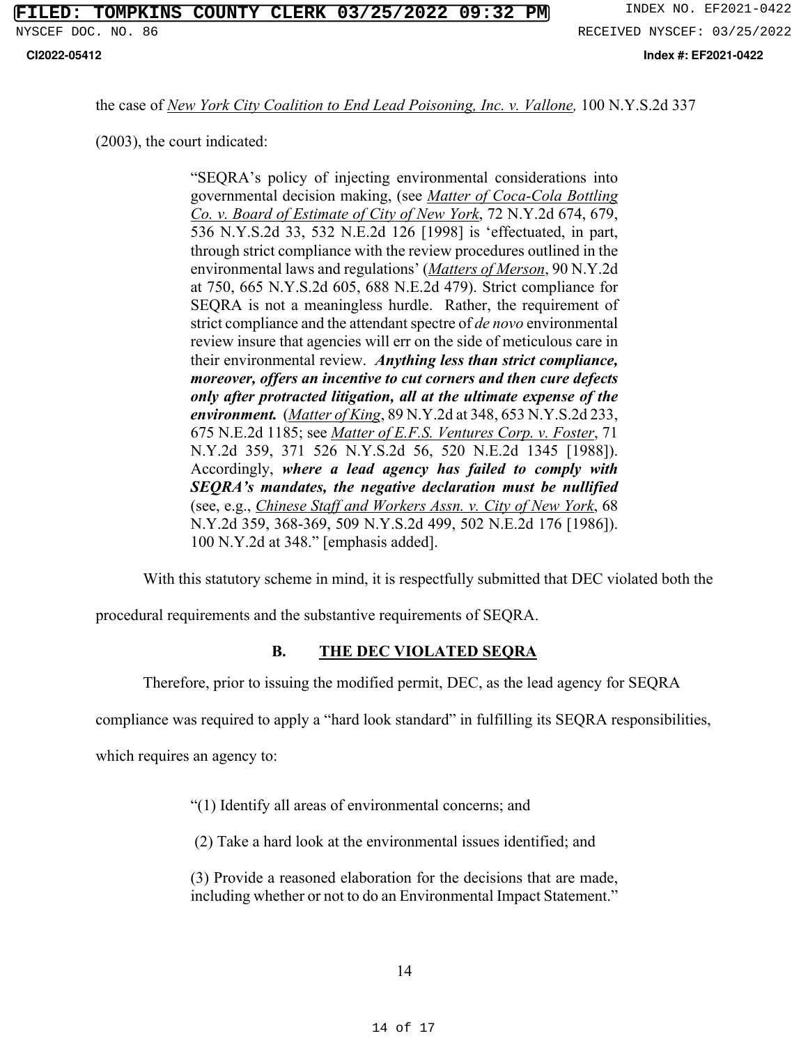the case of *New York City Coalition to End Lead Poisoning, Inc. v. Vallone,* 100 N.Y.S.2d 337 (2003), the court indicated:

> "SEQRA's policy of injecting environmental considerations into governmental decision making, (see *Matter of Coca-Cola Bottling Co. v. Board of Estimate of City of New York*, 72 N.Y.2d 674, 679, 536 N.Y.S.2d 33, 532 N.E.2d 126 [1998] is 'effectuated, in part, through strict compliance with the review procedures outlined in the environmental laws and regulations' (*Matters of Merson*, 90 N.Y.2d at 750, 665 N.Y.S.2d 605, 688 N.E.2d 479). Strict compliance for SEQRA is not a meaningless hurdle. Rather, the requirement of strict compliance and the attendant spectre of *de novo* environmental review insure that agencies will err on the side of meticulous care in their environmental review. ***Anything less than strict compliance, moreover, offers an incentive to cut corners and then cure defects only after protracted litigation, all at the ultimate expense of the environment.*** (*Matter of King*, 89 N.Y.2d at 348, 653 N.Y.S.2d 233, 675 N.E.2d 1185; see *Matter of E.F.S. Ventures Corp. v. Foster*, 71 N.Y.2d 359, 371 526 N.Y.S.2d 56, 520 N.E.2d 1345 [1988]). Accordingly, ***where a lead agency has failed to comply with SEQRA's mandates, the negative declaration must be nullified*** (see, e.g., *Chinese Staff and Workers Assn. v. City of New York*, 68 N.Y.2d 359, 368-369, 509 N.Y.S.2d 499, 502 N.E.2d 176 [1986]). 100 N.Y.2d at 348." [emphasis added].

With this statutory scheme in mind, it is respectfully submitted that DEC violated both the procedural requirements and the substantive requirements of SEQRA.

## B. THE DEC VIOLATED SEQRA

Therefore, prior to issuing the modified permit, DEC, as the lead agency for SEQRA compliance was required to apply a "hard look standard" in fulfilling its SEQRA responsibilities, which requires an agency to:

> "(1) Identify all areas of environmental concerns; and
>
> (2) Take a hard look at the environmental issues identified; and
>
> (3) Provide a reasoned elaboration for the decisions that are made, including whether or not to do an Environmental Impact Statement."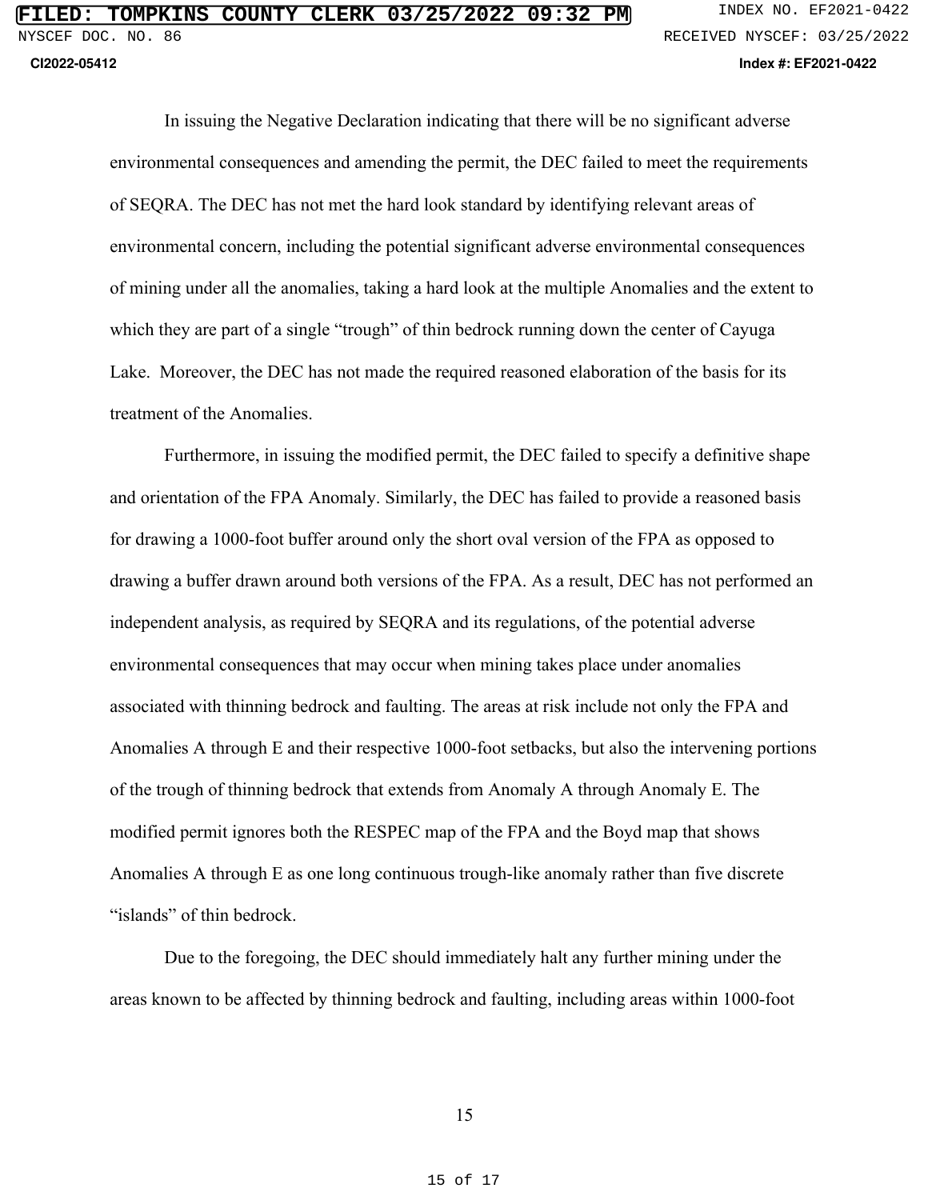In issuing the Negative Declaration indicating that there will be no significant adverse environmental consequences and amending the permit, the DEC failed to meet the requirements of SEQRA. The DEC has not met the hard look standard by identifying relevant areas of environmental concern, including the potential significant adverse environmental consequences of mining under all the anomalies, taking a hard look at the multiple Anomalies and the extent to which they are part of a single "trough" of thin bedrock running down the center of Cayuga Lake. Moreover, the DEC has not made the required reasoned elaboration of the basis for its treatment of the Anomalies.

Furthermore, in issuing the modified permit, the DEC failed to specify a definitive shape and orientation of the FPA Anomaly. Similarly, the DEC has failed to provide a reasoned basis for drawing a 1000-foot buffer around only the short oval version of the FPA as opposed to drawing a buffer drawn around both versions of the FPA. As a result, DEC has not performed an independent analysis, as required by SEQRA and its regulations, of the potential adverse environmental consequences that may occur when mining takes place under anomalies associated with thinning bedrock and faulting. The areas at risk include not only the FPA and Anomalies A through E and their respective 1000-foot setbacks, but also the intervening portions of the trough of thinning bedrock that extends from Anomaly A through Anomaly E. The modified permit ignores both the RESPEC map of the FPA and the Boyd map that shows Anomalies A through E as one long continuous trough-like anomaly rather than five discrete "islands" of thin bedrock.

Due to the foregoing, the DEC should immediately halt any further mining under the areas known to be affected by thinning bedrock and faulting, including areas within 1000-foot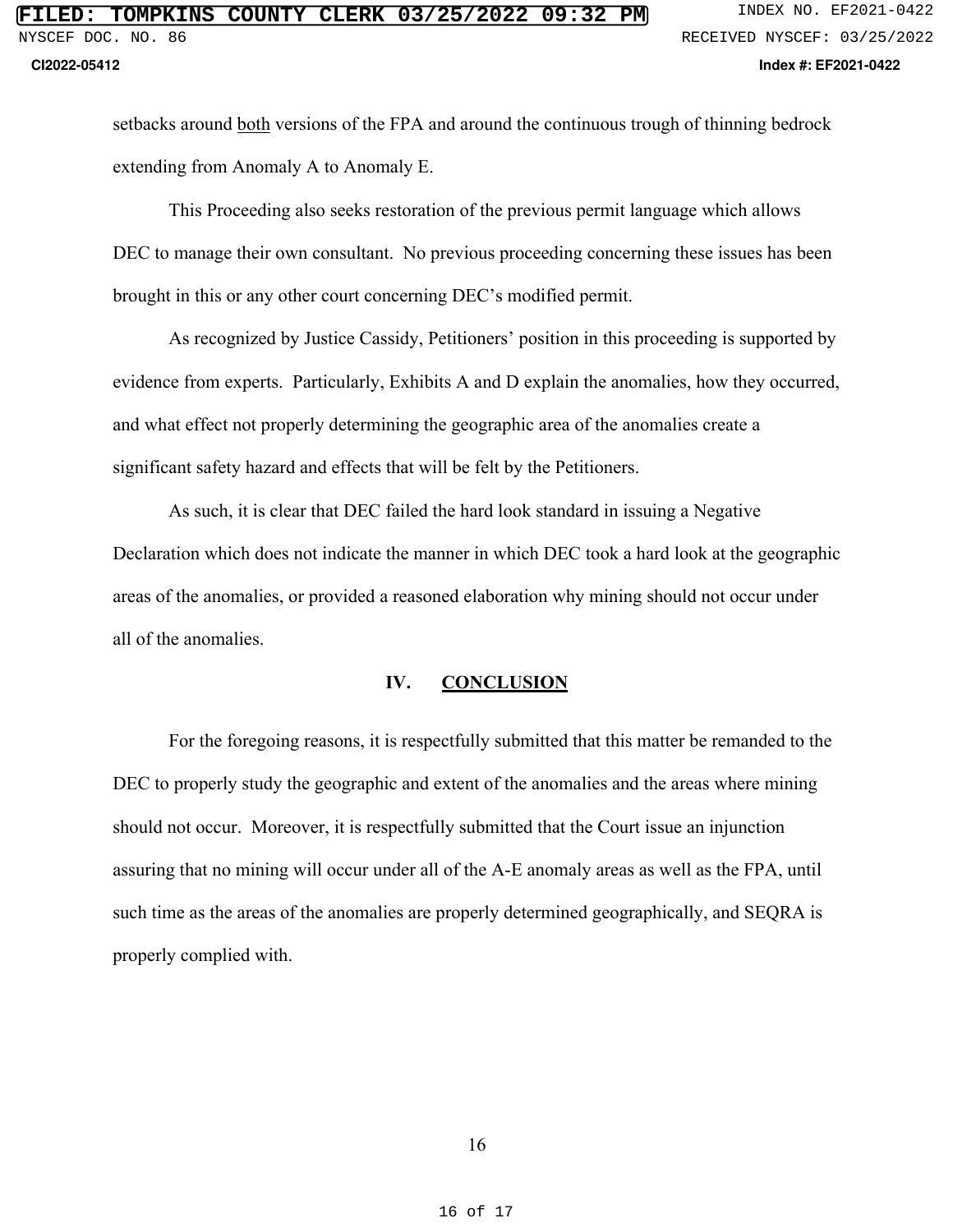setbacks around <u>both</u> versions of the FPA and around the continuous trough of thinning bedrock extending from Anomaly A to Anomaly E.

This Proceeding also seeks restoration of the previous permit language which allows DEC to manage their own consultant. No previous proceeding concerning these issues has been brought in this or any other court concerning DEC's modified permit.

As recognized by Justice Cassidy, Petitioners' position in this proceeding is supported by evidence from experts. Particularly, Exhibits A and D explain the anomalies, how they occurred, and what effect not properly determining the geographic area of the anomalies create a significant safety hazard and effects that will be felt by the Petitioners.

As such, it is clear that DEC failed the hard look standard in issuing a Negative Declaration which does not indicate the manner in which DEC took a hard look at the geographic areas of the anomalies, or provided a reasoned elaboration why mining should not occur under all of the anomalies.

## IV. <u>CONCLUSION</u>

For the foregoing reasons, it is respectfully submitted that this matter be remanded to the DEC to properly study the geographic and extent of the anomalies and the areas where mining should not occur. Moreover, it is respectfully submitted that the Court issue an injunction assuring that no mining will occur under all of the A-E anomaly areas as well as the FPA, until such time as the areas of the anomalies are properly determined geographically, and SEQRA is properly complied with.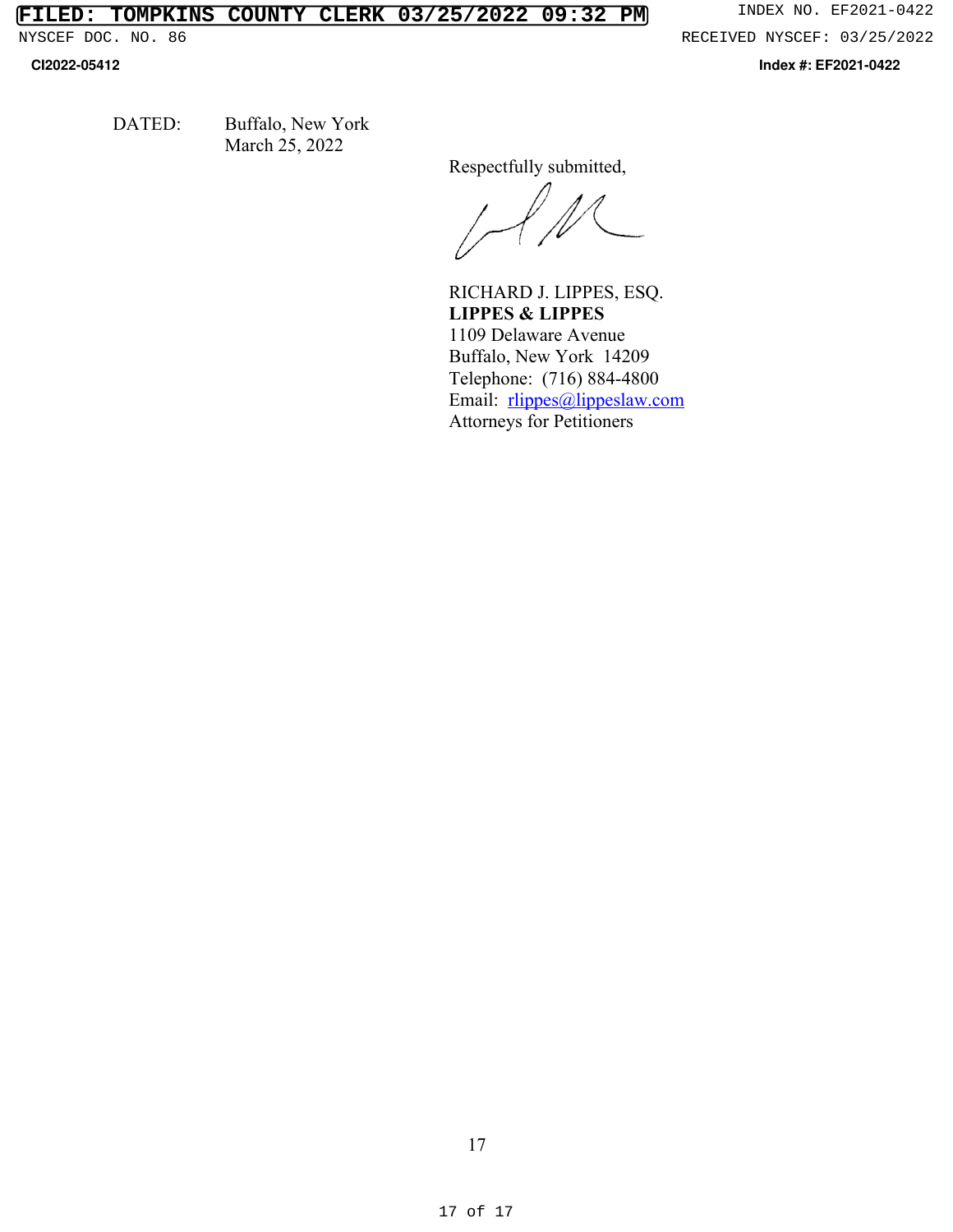DATED: Buffalo, New York
March 25, 2022

Respectfully submitted,

RICHARD J. LIPPES, ESQ.
**LIPPES & LIPPES**
1109 Delaware Avenue
Buffalo, New York 14209
Telephone: (716) 884-4800
Email: rlippes@lippeslaw.com
Attorneys for Petitioners